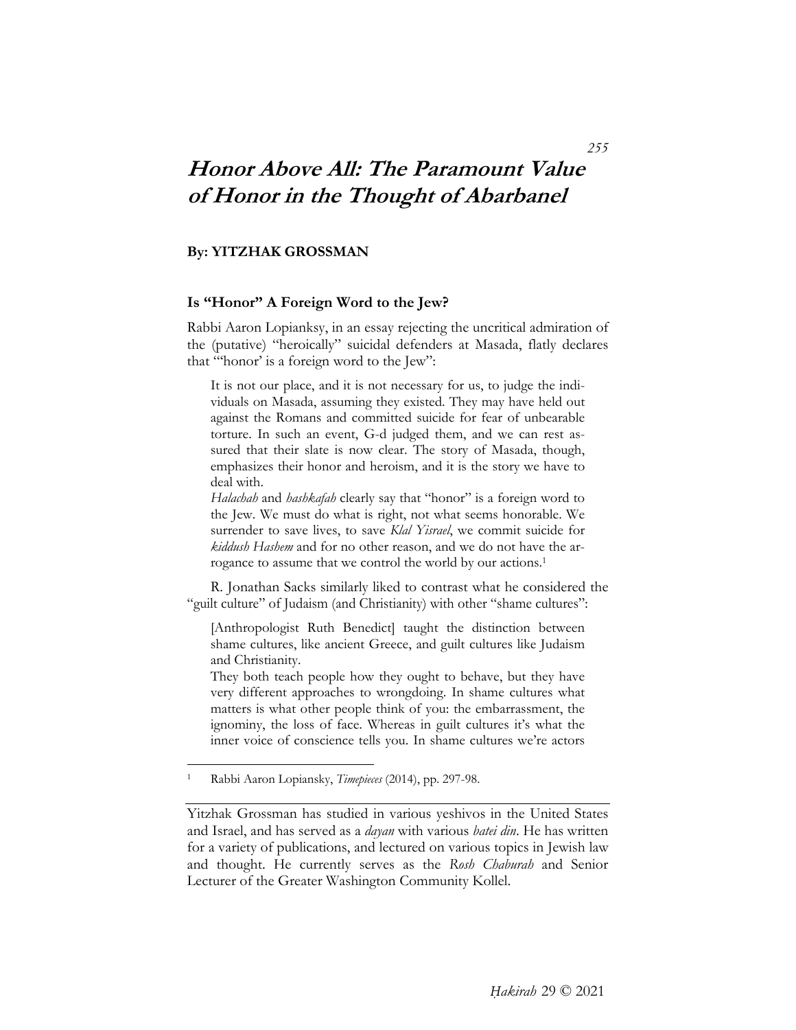# ***Honor Above All: The Paramount Value of Honor in the Thought of Abarbanel***

**By: YITZHAK GROSSMAN**

## Is "Honor" A Foreign Word to the Jew?

Rabbi Aaron Lopianksy, in an essay rejecting the uncritical admiration of the (putative) "heroically" suicidal defenders at Masada, flatly declares that "'honor' is a foreign word to the Jew":

> It is not our place, and it is not necessary for us, to judge the individuals on Masada, assuming they existed. They may have held out against the Romans and committed suicide for fear of unbearable torture. In such an event, G-d judged them, and we can rest assured that their slate is now clear. The story of Masada, though, emphasizes their honor and heroism, and it is the story we have to deal with.
>
> *Halachah* and *hashkafah* clearly say that "honor" is a foreign word to the Jew. We must do what is right, not what seems honorable. We surrender to save lives, to save *Klal Yisrael*, we commit suicide for *kiddush Hashem* and for no other reason, and we do not have the arrogance to assume that we control the world by our actions.[1]

R. Jonathan Sacks similarly liked to contrast what he considered the "guilt culture" of Judaism (and Christianity) with other "shame cultures":

> [Anthropologist Ruth Benedict] taught the distinction between shame cultures, like ancient Greece, and guilt cultures like Judaism and Christianity.
>
> They both teach people how they ought to behave, but they have very different approaches to wrongdoing. In shame cultures what matters is what other people think of you: the embarrassment, the ignominy, the loss of face. Whereas in guilt cultures it's what the inner voice of conscience tells you. In shame cultures we're actors

---

[1] Rabbi Aaron Lopiansky, *Timepieces* (2014), pp. 297-98.

---

Yitzhak Grossman has studied in various yeshivos in the United States and Israel, and has served as a *dayan* with various *batei din*. He has written for a variety of publications, and lectured on various topics in Jewish law and thought. He currently serves as the *Rosh Chaburah* and Senior Lecturer of the Greater Washington Community Kollel.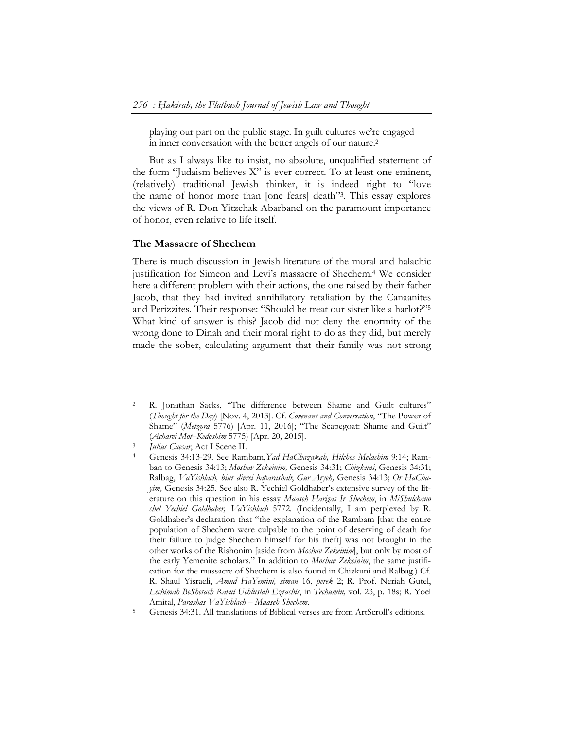playing our part on the public stage. In guilt cultures we're engaged in inner conversation with the better angels of our nature.[2]

But as I always like to insist, no absolute, unqualified statement of the form "Judaism believes X" is ever correct. To at least one eminent, (relatively) traditional Jewish thinker, it is indeed right to "love the name of honor more than [one fears] death"[3]. This essay explores the views of R. Don Yitzchak Abarbanel on the paramount importance of honor, even relative to life itself.

## The Massacre of Shechem

There is much discussion in Jewish literature of the moral and halachic justification for Simeon and Levi's massacre of Shechem.[4] We consider here a different problem with their actions, the one raised by their father Jacob, that they had invited annihilatory retaliation by the Canaanites and Perizzites. Their response: "Should he treat our sister like a harlot?"[5] What kind of answer is this? Jacob did not deny the enormity of the wrong done to Dinah and their moral right to do as they did, but merely made the sober, calculating argument that their family was not strong

---

[2] R. Jonathan Sacks, "The difference between Shame and Guilt cultures" (*Thought for the Day*) [Nov. 4, 2013]. Cf. *Covenant and Conversation*, "The Power of Shame" (*Metzora* 5776) [Apr. 11, 2016]; "The Scapegoat: Shame and Guilt" (*Acharei Mot–Kedoshim* 5775) [Apr. 20, 2015].

[3] *Julius Caesar*, Act I Scene II.

[4] Genesis 34:13-29. See Rambam, *Yad HaChazakah, Hilchos Melachim* 9:14; Ramban to Genesis 34:13; *Moshav Zekeinim,* Genesis 34:31; *Chizkuni*, Genesis 34:31; Ralbag, *VaYishlach, biur divrei haparashah*; *Gur Aryeh,* Genesis 34:13; *Or HaChayim,* Genesis 34:25. See also R. Yechiel Goldhaber's extensive survey of the literature on this question in his essay *Maaseh Harigas Ir Shechem*, in *MiShulchano shel Yechiel Goldhaber, VaYishlach* 5772. (Incidentally, I am perplexed by R. Goldhaber's declaration that "the explanation of the Rambam [that the entire population of Shechem were culpable to the point of deserving of death for their failure to judge Shechem himself for his theft] was not brought in the other works of the Rishonim [aside from *Moshav Zekeinim*], but only by most of the early Yemenite scholars." In addition to *Moshav Zekeinim*, the same justification for the massacre of Shechem is also found in Chizkuni and Ralbag.) Cf. R. Shaul Yisraeli, *Amud HaYemini, siman* 16, *perek* 2; R. Prof. Neriah Gutel, *Lechimah BeShetach Ravui Uchlusiah Ezrachis*, in *Techumin,* vol. 23, p. 18s; R. Yoel Amital, *Parashas VaYishlach – Maaseh Shechem*.

[5] Genesis 34:31. All translations of Biblical verses are from ArtScroll's editions.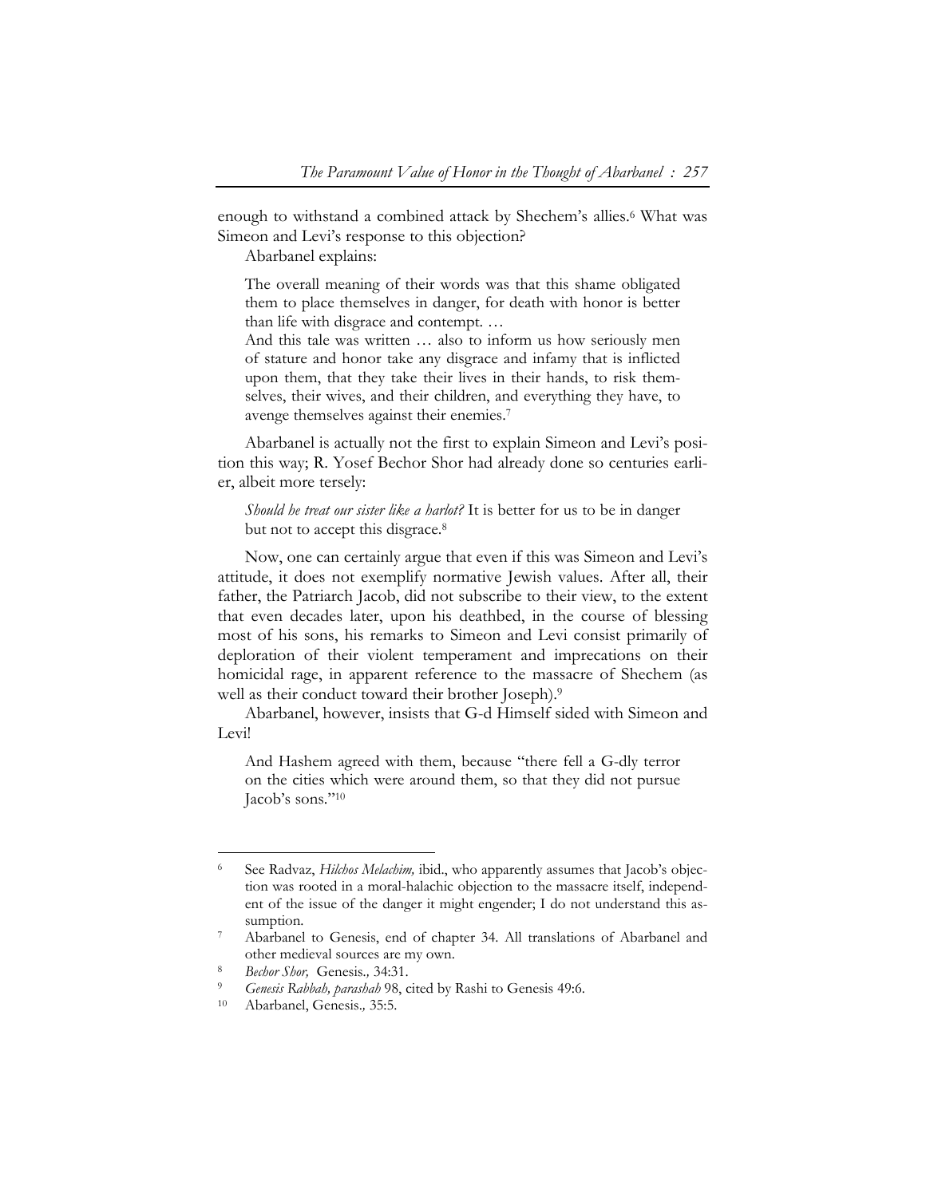enough to withstand a combined attack by Shechem's allies.[6] What was Simeon and Levi's response to this objection?

Abarbanel explains:

> The overall meaning of their words was that this shame obligated them to place themselves in danger, for death with honor is better than life with disgrace and contempt. …
>
> And this tale was written … also to inform us how seriously men of stature and honor take any disgrace and infamy that is inflicted upon them, that they take their lives in their hands, to risk themselves, their wives, and their children, and everything they have, to avenge themselves against their enemies.[7]

Abarbanel is actually not the first to explain Simeon and Levi's position this way; R. Yosef Bechor Shor had already done so centuries earlier, albeit more tersely:

> *Should he treat our sister like a harlot?* It is better for us to be in danger but not to accept this disgrace.[8]

Now, one can certainly argue that even if this was Simeon and Levi's attitude, it does not exemplify normative Jewish values. After all, their father, the Patriarch Jacob, did not subscribe to their view, to the extent that even decades later, upon his deathbed, in the course of blessing most of his sons, his remarks to Simeon and Levi consist primarily of deploration of their violent temperament and imprecations on their homicidal rage, in apparent reference to the massacre of Shechem (as well as their conduct toward their brother Joseph).[9]

Abarbanel, however, insists that G-d Himself sided with Simeon and Levi!

> And Hashem agreed with them, because "there fell a G-dly terror on the cities which were around them, so that they did not pursue Jacob's sons."[10]

---

[6] See Radvaz, *Hilchos Melachim,* ibid., who apparently assumes that Jacob's objection was rooted in a moral-halachic objection to the massacre itself, independent of the issue of the danger it might engender; I do not understand this assumption.

[7] Abarbanel to Genesis, end of chapter 34. All translations of Abarbanel and other medieval sources are my own.

[8] *Bechor Shor,* Genesis*.,* 34:31.

[9] *Genesis Rabbah, parashah* 98, cited by Rashi to Genesis 49:6.

[10] Abarbanel, Genesis*.,* 35:5.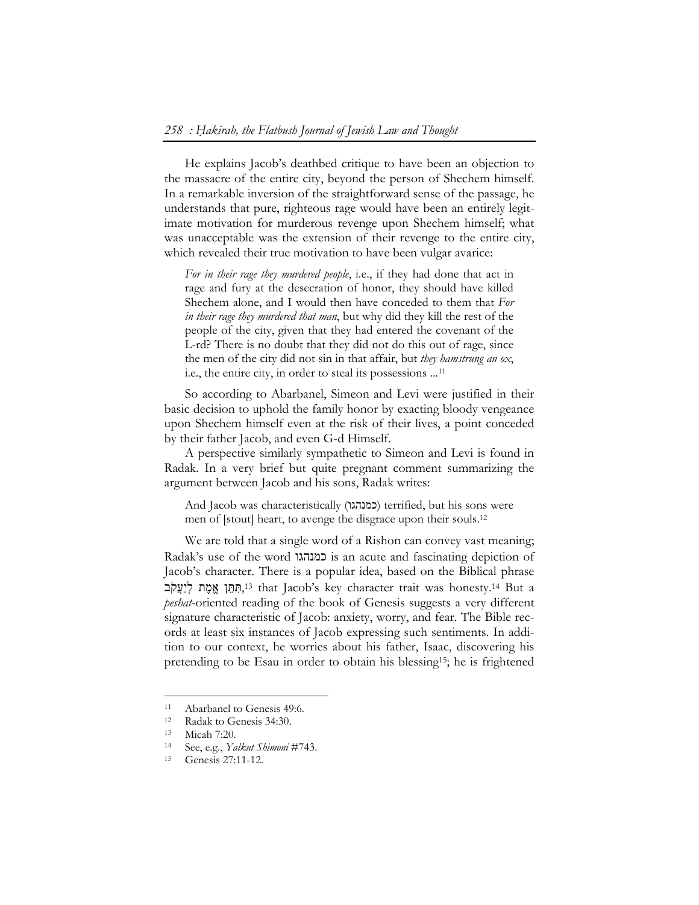He explains Jacob's deathbed critique to have been an objection to the massacre of the entire city, beyond the person of Shechem himself. In a remarkable inversion of the straightforward sense of the passage, he understands that pure, righteous rage would have been an entirely legitimate motivation for murderous revenge upon Shechem himself; what was unacceptable was the extension of their revenge to the entire city, which revealed their true motivation to have been vulgar avarice:

> *For in their rage they murdered people*, i.e., if they had done that act in rage and fury at the desecration of honor, they should have killed Shechem alone, and I would then have conceded to them that *For in their rage they murdered that man*, but why did they kill the rest of the people of the city, given that they had entered the covenant of the L-rd? There is no doubt that they did not do this out of rage, since the men of the city did not sin in that affair, but *they hamstrung an ox*, i.e., the entire city, in order to steal its possessions ...[11]

So according to Abarbanel, Simeon and Levi were justified in their basic decision to uphold the family honor by exacting bloody vengeance upon Shechem himself even at the risk of their lives, a point conceded by their father Jacob, and even G-d Himself.

A perspective similarly sympathetic to Simeon and Levi is found in Radak. In a very brief but quite pregnant comment summarizing the argument between Jacob and his sons, Radak writes:

> And Jacob was characteristically (כמנהגו) terrified, but his sons were men of [stout] heart, to avenge the disgrace upon their souls.[12]

We are told that a single word of a Rishon can convey vast meaning; Radak's use of the word כמנהגו is an acute and fascinating depiction of Jacob's character. There is a popular idea, based on the Biblical phrase תִּתֵּן אֱמֶת לְיַעֲקֹב,[13] that Jacob's key character trait was honesty.[14] But a *peshat*-oriented reading of the book of Genesis suggests a very different signature characteristic of Jacob: anxiety, worry, and fear. The Bible records at least six instances of Jacob expressing such sentiments. In addition to our context, he worries about his father, Isaac, discovering his pretending to be Esau in order to obtain his blessing[15]; he is frightened

---

[11] Abarbanel to Genesis 49:6.

[12] Radak to Genesis 34:30.

[13] Micah 7:20.

[14] See, e.g., *Yalkut Shimoni* #743.

[15] Genesis 27:11-12.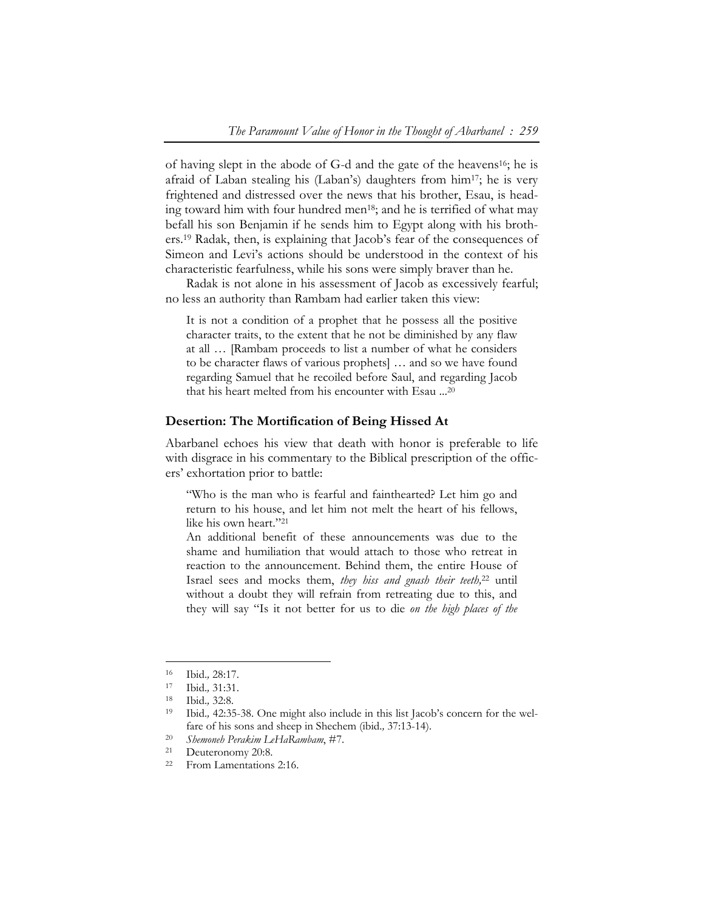of having slept in the abode of G-d and the gate of the heavens[16]; he is afraid of Laban stealing his (Laban's) daughters from him[17]; he is very frightened and distressed over the news that his brother, Esau, is heading toward him with four hundred men[18]; and he is terrified of what may befall his son Benjamin if he sends him to Egypt along with his brothers.[19] Radak, then, is explaining that Jacob's fear of the consequences of Simeon and Levi's actions should be understood in the context of his characteristic fearfulness, while his sons were simply braver than he.

Radak is not alone in his assessment of Jacob as excessively fearful; no less an authority than Rambam had earlier taken this view:

> It is not a condition of a prophet that he possess all the positive character traits, to the extent that he not be diminished by any flaw at all … [Rambam proceeds to list a number of what he considers to be character flaws of various prophets] … and so we have found regarding Samuel that he recoiled before Saul, and regarding Jacob that his heart melted from his encounter with Esau ...[20]

### Desertion: The Mortification of Being Hissed At

Abarbanel echoes his view that death with honor is preferable to life with disgrace in his commentary to the Biblical prescription of the officers' exhortation prior to battle:

> "Who is the man who is fearful and fainthearted? Let him go and return to his house, and let him not melt the heart of his fellows, like his own heart."[21]
>
> An additional benefit of these announcements was due to the shame and humiliation that would attach to those who retreat in reaction to the announcement. Behind them, the entire House of Israel sees and mocks them, *they hiss and gnash their teeth,*[22] until without a doubt they will refrain from retreating due to this, and they will say "Is it not better for us to die *on the high places of the*

---

16 Ibid., 28:17.

17 Ibid., 31:31.

18 Ibid., 32:8.

19 Ibid., 42:35-38. One might also include in this list Jacob's concern for the welfare of his sons and sheep in Shechem (ibid., 37:13-14).

20 *Shemoneh Perakim LeHaRambam*, #7.

21 Deuteronomy 20:8.

22 From Lamentations 2:16.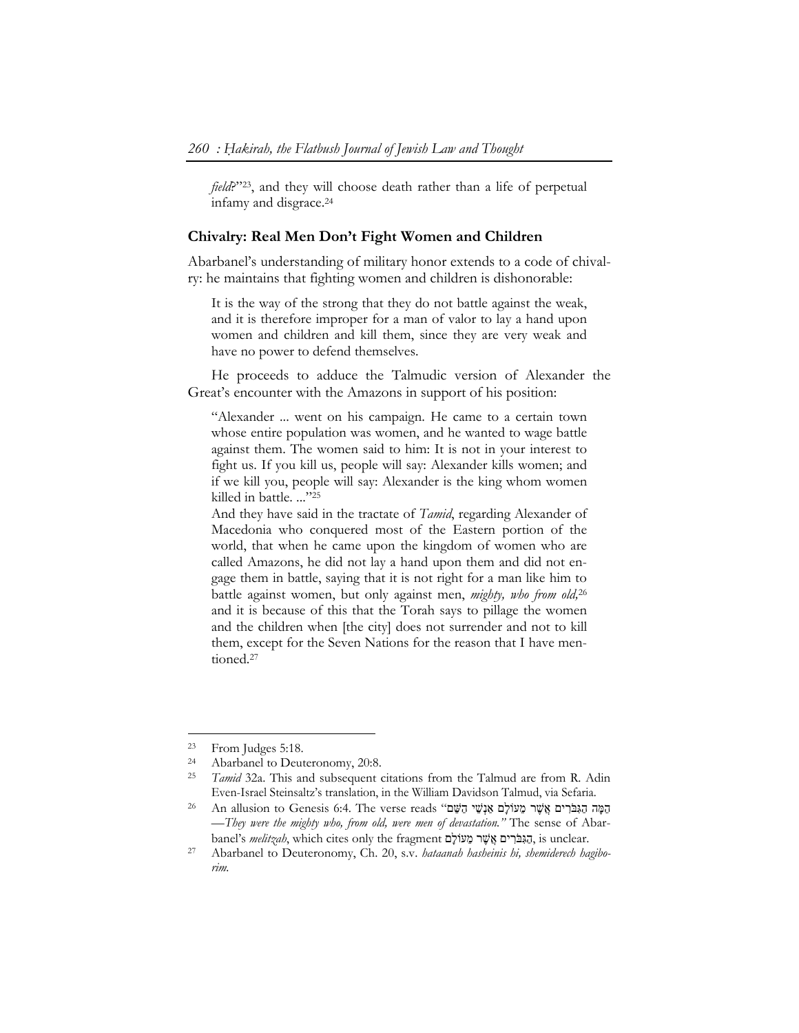*field*?"[23], and they will choose death rather than a life of perpetual infamy and disgrace.[24]

## Chivalry: Real Men Don't Fight Women and Children

Abarbanel's understanding of military honor extends to a code of chivalry: he maintains that fighting women and children is dishonorable:

> It is the way of the strong that they do not battle against the weak, and it is therefore improper for a man of valor to lay a hand upon women and children and kill them, since they are very weak and have no power to defend themselves.

He proceeds to adduce the Talmudic version of Alexander the Great's encounter with the Amazons in support of his position:

> "Alexander ... went on his campaign. He came to a certain town whose entire population was women, and he wanted to wage battle against them. The women said to him: It is not in your interest to fight us. If you kill us, people will say: Alexander kills women; and if we kill you, people will say: Alexander is the king whom women killed in battle. ..."[25]
>
> And they have said in the tractate of *Tamid*, regarding Alexander of Macedonia who conquered most of the Eastern portion of the world, that when he came upon the kingdom of women who are called Amazons, he did not lay a hand upon them and did not engage them in battle, saying that it is not right for a man like him to battle against women, but only against men, *mighty, who from old,*[26] and it is because of this that the Torah says to pillage the women and the children when [the city] does not surrender and not to kill them, except for the Seven Nations for the reason that I have mentioned.[27]

---

[23] From Judges 5:18.

[24] Abarbanel to Deuteronomy, 20:8.

[25] *Tamid* 32a. This and subsequent citations from the Talmud are from R. Adin Even-Israel Steinsaltz's translation, in the William Davidson Talmud, via Sefaria.

[26] An allusion to Genesis 6:4. The verse reads "הֵמָּה הַגִּבֹּרִים אֲשֶׁר מֵעוֹלָם אַנְשֵׁי הַשֵּׁם—*They were the mighty who, from old, were men of devastation.*" The sense of Abarbanel's *melitzah*, which cites only the fragment הַגִּבֹּרִים אֲשֶׁר מֵעוֹלָם, is unclear.

[27] Abarbanel to Deuteronomy, Ch. 20, s.v. *hataanah hasheinis hi, shemiderech hagiborim.*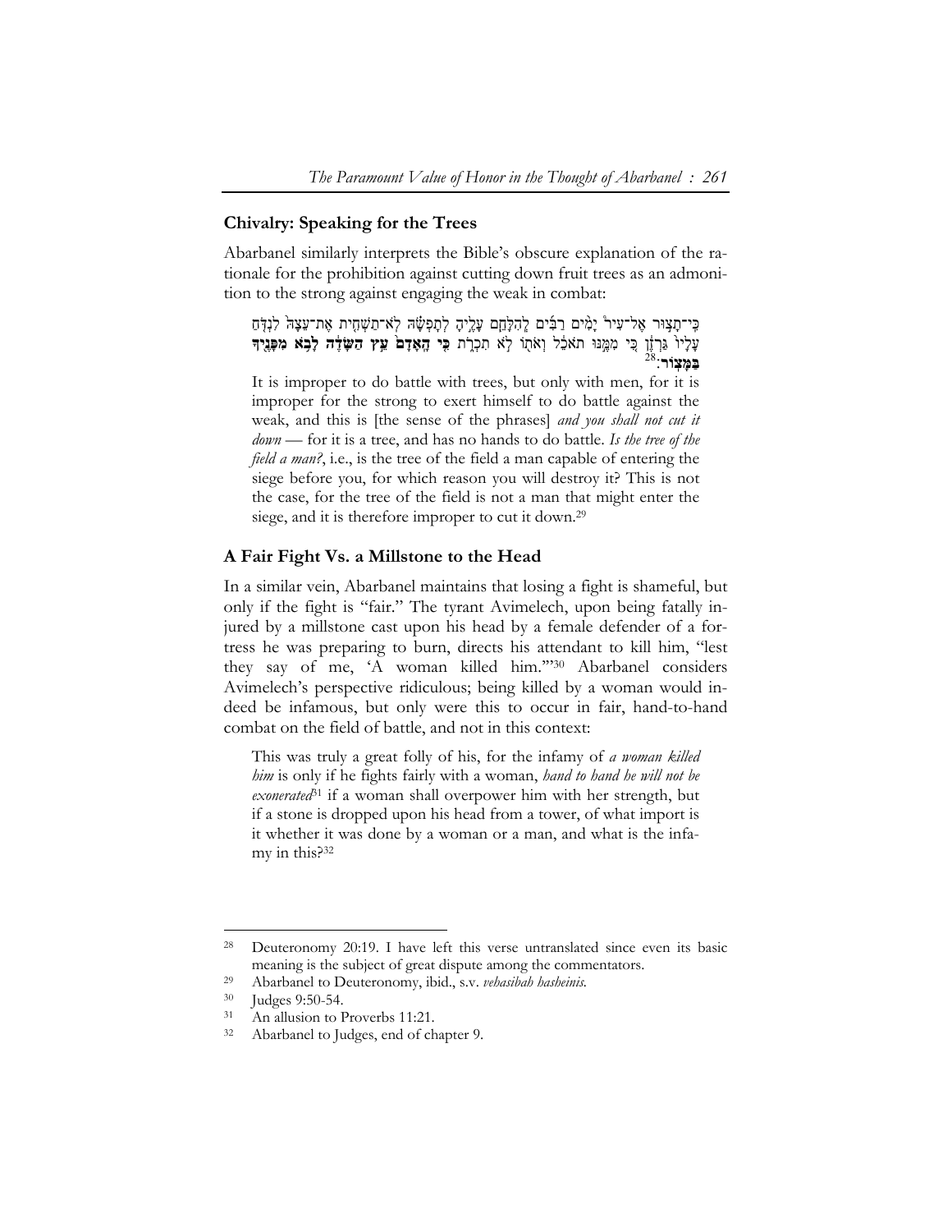## Chivalry: Speaking for the Trees

Abarbanel similarly interprets the Bible's obscure explanation of the rationale for the prohibition against cutting down fruit trees as an admonition to the strong against engaging the weak in combat:

> כִּי־תָצוּר אֶל־עִיר יָמִים רַבִּים לְהִלָּחֵם עָלֶיהָ לְתָפְשָׂהּ לֹא־תַשְׁחִית אֶת־עֵצָהּ לִנְדֹּחַ עָלָיו גַּרְזֶן כִּי מִמֶּנּוּ תֹאכֵל וְאֹתוֹ לֹא תִכְרֹת **כִּי הָאָדָם עֵץ הַשָּׂדֶה לָבֹא מִפָּנֶיךָ בַּמָּצוֹר**:[28]
>
> It is improper to do battle with trees, but only with men, for it is improper for the strong to exert himself to do battle against the weak, and this is [the sense of the phrases] *and you shall not cut it down* — for it is a tree, and has no hands to do battle. *Is the tree of the field a man?*, i.e., is the tree of the field a man capable of entering the siege before you, for which reason you will destroy it? This is not the case, for the tree of the field is not a man that might enter the siege, and it is therefore improper to cut it down.[29]

## A Fair Fight Vs. a Millstone to the Head

In a similar vein, Abarbanel maintains that losing a fight is shameful, but only if the fight is "fair." The tyrant Avimelech, upon being fatally injured by a millstone cast upon his head by a female defender of a fortress he was preparing to burn, directs his attendant to kill him, "lest they say of me, 'A woman killed him.'"[30] Abarbanel considers Avimelech's perspective ridiculous; being killed by a woman would indeed be infamous, but only were this to occur in fair, hand-to-hand combat on the field of battle, and not in this context:

> This was truly a great folly of his, for the infamy of *a woman killed him* is only if he fights fairly with a woman, *hand to hand he will not be exonerated*[31] if a woman shall overpower him with her strength, but if a stone is dropped upon his head from a tower, of what import is it whether it was done by a woman or a man, and what is the infamy in this?[32]

---

[28] Deuteronomy 20:19. I have left this verse untranslated since even its basic meaning is the subject of great dispute among the commentators.

[29] Abarbanel to Deuteronomy, ibid., s.v. *vehasibah hasheinis.*

[30] Judges 9:50-54.

[31] An allusion to Proverbs 11:21.

[32] Abarbanel to Judges, end of chapter 9.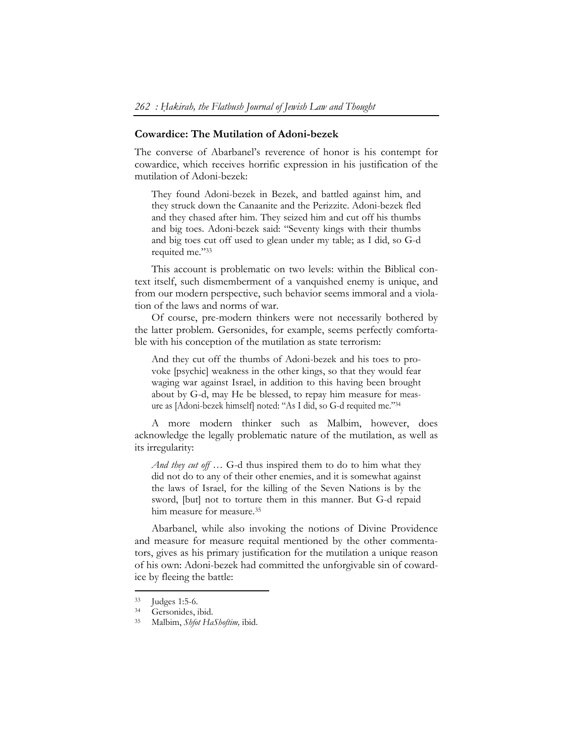## Cowardice: The Mutilation of Adoni-bezek

The converse of Abarbanel's reverence of honor is his contempt for cowardice, which receives horrific expression in his justification of the mutilation of Adoni-bezek:

> They found Adoni-bezek in Bezek, and battled against him, and they struck down the Canaanite and the Perizzite. Adoni-bezek fled and they chased after him. They seized him and cut off his thumbs and big toes. Adoni-bezek said: "Seventy kings with their thumbs and big toes cut off used to glean under my table; as I did, so G-d requited me."[33]

This account is problematic on two levels: within the Biblical context itself, such dismemberment of a vanquished enemy is unique, and from our modern perspective, such behavior seems immoral and a violation of the laws and norms of war.

Of course, pre-modern thinkers were not necessarily bothered by the latter problem. Gersonides, for example, seems perfectly comfortable with his conception of the mutilation as state terrorism:

> And they cut off the thumbs of Adoni-bezek and his toes to provoke [psychic] weakness in the other kings, so that they would fear waging war against Israel, in addition to this having been brought about by G-d, may He be blessed, to repay him measure for measure as [Adoni-bezek himself] noted: "As I did, so G-d requited me."[34]

A more modern thinker such as Malbim, however, does acknowledge the legally problematic nature of the mutilation, as well as its irregularity:

> *And they cut off* … G-d thus inspired them to do to him what they did not do to any of their other enemies, and it is somewhat against the laws of Israel, for the killing of the Seven Nations is by the sword, [but] not to torture them in this manner. But G-d repaid him measure for measure.[35]

Abarbanel, while also invoking the notions of Divine Providence and measure for measure requital mentioned by the other commentators, gives as his primary justification for the mutilation a unique reason of his own: Adoni-bezek had committed the unforgivable sin of cowardice by fleeing the battle:

---

[33] Judges 1:5-6.

[34] Gersonides, ibid.

[35] Malbim, *Shfot HaShoftim,* ibid.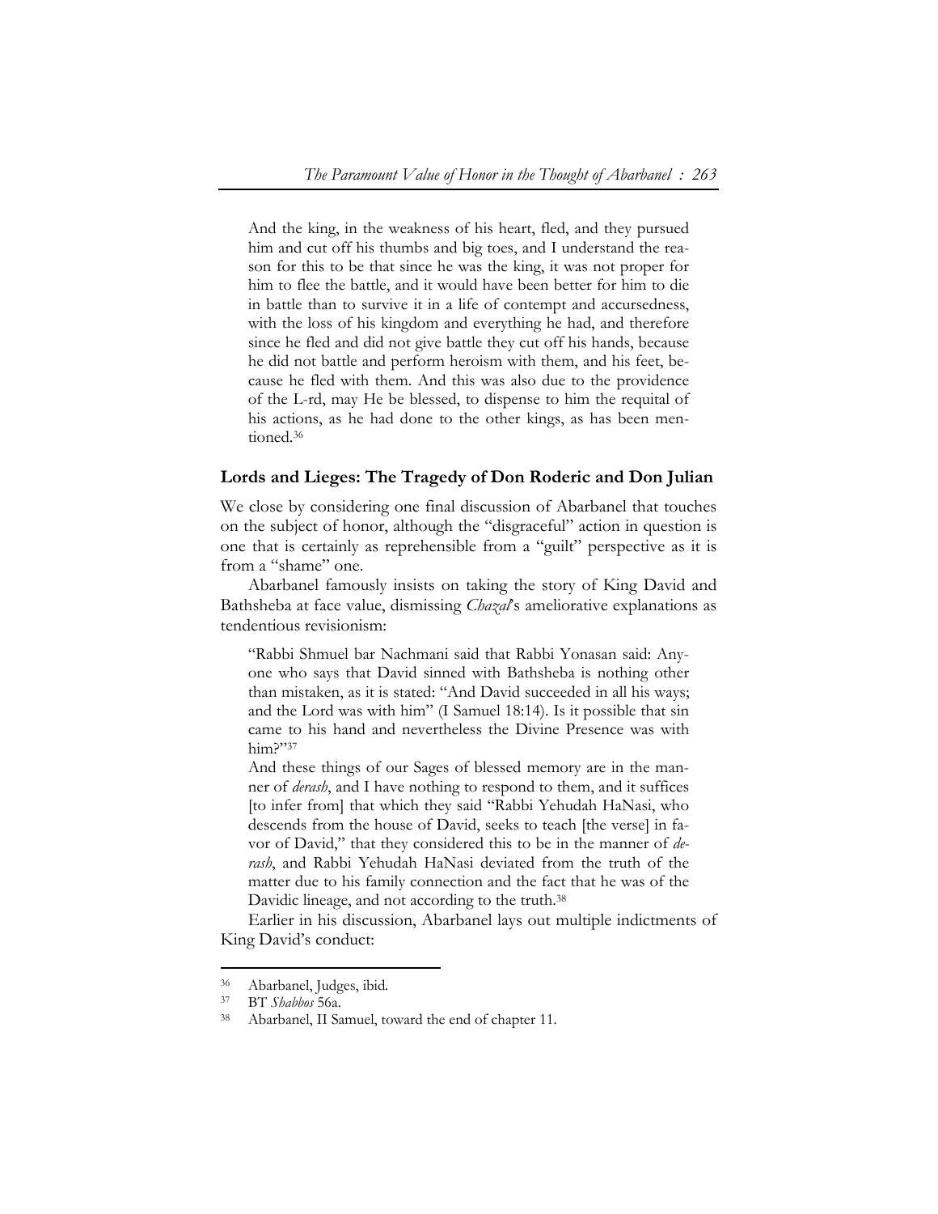> And the king, in the weakness of his heart, fled, and they pursued him and cut off his thumbs and big toes, and I understand the reason for this to be that since he was the king, it was not proper for him to flee the battle, and it would have been better for him to die in battle than to survive it in a life of contempt and accursedness, with the loss of his kingdom and everything he had, and therefore since he fled and did not give battle they cut off his hands, because he did not battle and perform heroism with them, and his feet, because he fled with them. And this was also due to the providence of the L-rd, may He be blessed, to dispense to him the requital of his actions, as he had done to the other kings, as has been mentioned.[36]

## Lords and Lieges: The Tragedy of Don Roderic and Don Julian

We close by considering one final discussion of Abarbanel that touches on the subject of honor, although the "disgraceful" action in question is one that is certainly as reprehensible from a "guilt" perspective as it is from a "shame" one.

Abarbanel famously insists on taking the story of King David and Bathsheba at face value, dismissing *Chazal*'s ameliorative explanations as tendentious revisionism:

> "Rabbi Shmuel bar Nachmani said that Rabbi Yonasan said: Anyone who says that David sinned with Bathsheba is nothing other than mistaken, as it is stated: "And David succeeded in all his ways; and the Lord was with him" (I Samuel 18:14). Is it possible that sin came to his hand and nevertheless the Divine Presence was with him?"[37]
>
> And these things of our Sages of blessed memory are in the manner of *derash*, and I have nothing to respond to them, and it suffices [to infer from] that which they said "Rabbi Yehudah HaNasi, who descends from the house of David, seeks to teach [the verse] in favor of David," that they considered this to be in the manner of *derash*, and Rabbi Yehudah HaNasi deviated from the truth of the matter due to his family connection and the fact that he was of the Davidic lineage, and not according to the truth.[38]

Earlier in his discussion, Abarbanel lays out multiple indictments of King David's conduct:

---

[36] Abarbanel, Judges, ibid.

[37] BT *Shabbos* 56a.

[38] Abarbanel, II Samuel, toward the end of chapter 11.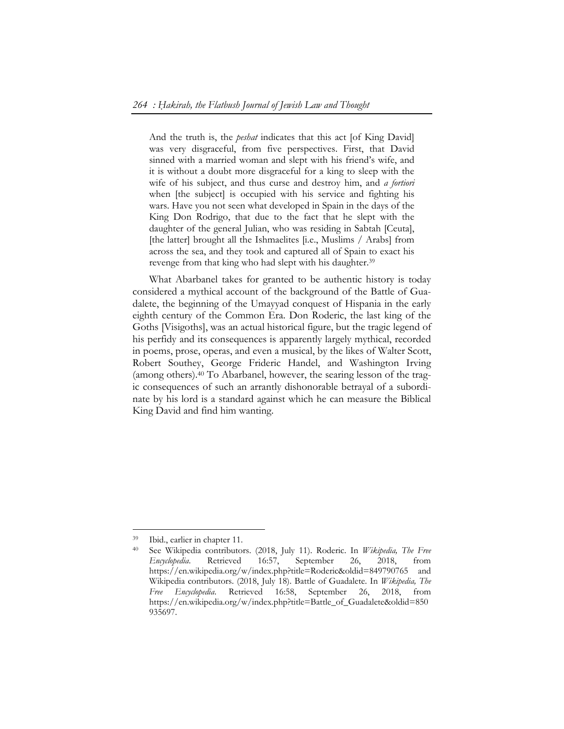> And the truth is, the *peshat* indicates that this act [of King David] was very disgraceful, from five perspectives. First, that David sinned with a married woman and slept with his friend's wife, and it is without a doubt more disgraceful for a king to sleep with the wife of his subject, and thus curse and destroy him, and *a fortiori* when [the subject] is occupied with his service and fighting his wars. Have you not seen what developed in Spain in the days of the King Don Rodrigo, that due to the fact that he slept with the daughter of the general Julian, who was residing in Sabtah [Ceuta], [the latter] brought all the Ishmaelites [i.e., Muslims / Arabs] from across the sea, and they took and captured all of Spain to exact his revenge from that king who had slept with his daughter.[39]

What Abarbanel takes for granted to be authentic history is today considered a mythical account of the background of the Battle of Guadalete, the beginning of the Umayyad conquest of Hispania in the early eighth century of the Common Era. Don Roderic, the last king of the Goths [Visigoths], was an actual historical figure, but the tragic legend of his perfidy and its consequences is apparently largely mythical, recorded in poems, prose, operas, and even a musical, by the likes of Walter Scott, Robert Southey, George Frideric Handel, and Washington Irving (among others).[40] To Abarbanel, however, the searing lesson of the tragic consequences of such an arrantly dishonorable betrayal of a subordinate by his lord is a standard against which he can measure the Biblical King David and find him wanting.

---

[39] Ibid., earlier in chapter 11.

[40] See Wikipedia contributors. (2018, July 11). Roderic. In *Wikipedia, The Free Encyclopedia*. Retrieved 16:57, September 26, 2018, from https://en.wikipedia.org/w/index.php?title=Roderic&oldid=849790765 and Wikipedia contributors. (2018, July 18). Battle of Guadalete. In *Wikipedia, The Free Encyclopedia*. Retrieved 16:58, September 26, 2018, from https://en.wikipedia.org/w/index.php?title=Battle_of_Guadalete&oldid=850935697.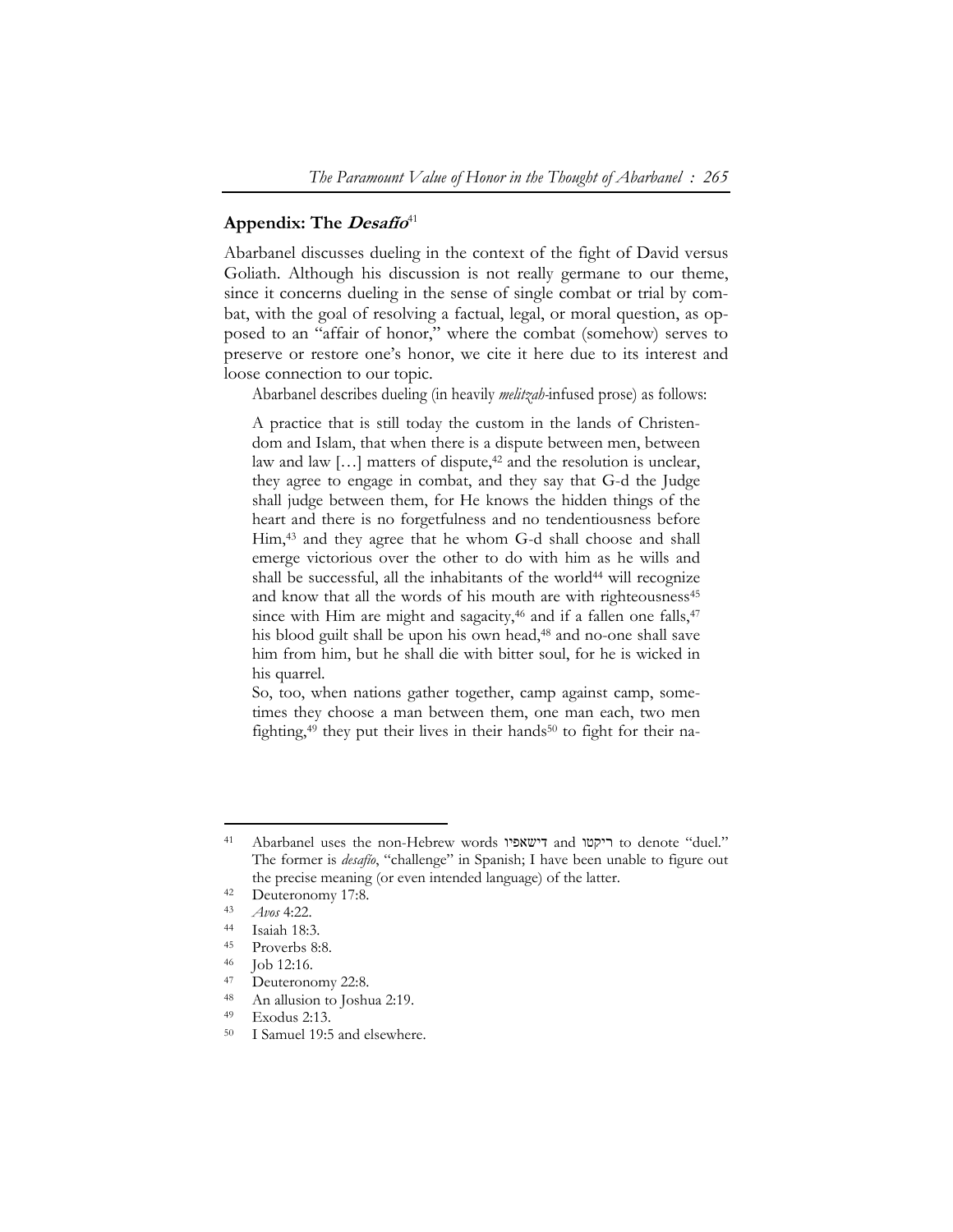## Appendix: The *Desafío*[41]

Abarbanel discusses dueling in the context of the fight of David versus Goliath. Although his discussion is not really germane to our theme, since it concerns dueling in the sense of single combat or trial by combat, with the goal of resolving a factual, legal, or moral question, as opposed to an "affair of honor," where the combat (somehow) serves to preserve or restore one's honor, we cite it here due to its interest and loose connection to our topic.

Abarbanel describes dueling (in heavily *melitzah*-infused prose) as follows:

> A practice that is still today the custom in the lands of Christendom and Islam, that when there is a dispute between men, between law and law […] matters of dispute,[42] and the resolution is unclear, they agree to engage in combat, and they say that G-d the Judge shall judge between them, for He knows the hidden things of the heart and there is no forgetfulness and no tendentiousness before Him,[43] and they agree that he whom G-d shall choose and shall emerge victorious over the other to do with him as he wills and shall be successful, all the inhabitants of the world[44] will recognize and know that all the words of his mouth are with righteousness[45] since with Him are might and sagacity,[46] and if a fallen one falls,[47] his blood guilt shall be upon his own head,[48] and no-one shall save him from him, but he shall die with bitter soul, for he is wicked in his quarrel.
>
> So, too, when nations gather together, camp against camp, sometimes they choose a man between them, one man each, two men fighting,[49] they put their lives in their hands[50] to fight for their na-

---

41 Abarbanel uses the non-Hebrew words דישאפיו and ריקטו to denote "duel." The former is *desafío*, "challenge" in Spanish; I have been unable to figure out the precise meaning (or even intended language) of the latter.

42 Deuteronomy 17:8.

43 *Avos* 4:22.

44 Isaiah 18:3.

45 Proverbs 8:8.

46 Job 12:16.

47 Deuteronomy 22:8.

48 An allusion to Joshua 2:19.

49 Exodus 2:13.

50 I Samuel 19:5 and elsewhere.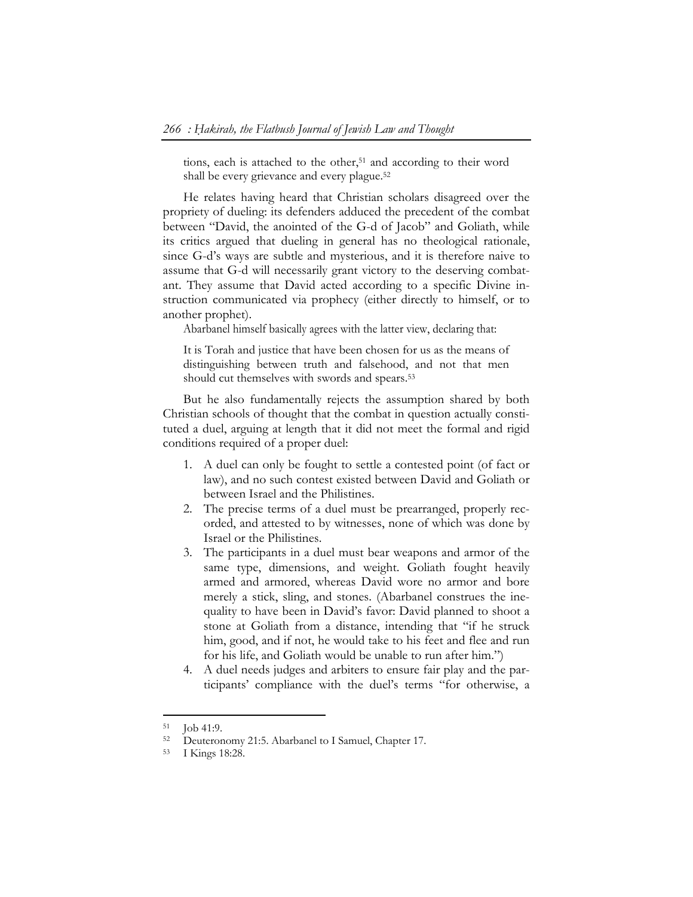tions, each is attached to the other,[51] and according to their word shall be every grievance and every plague.[52]

He relates having heard that Christian scholars disagreed over the propriety of dueling: its defenders adduced the precedent of the combat between "David, the anointed of the G-d of Jacob" and Goliath, while its critics argued that dueling in general has no theological rationale, since G-d's ways are subtle and mysterious, and it is therefore naive to assume that G-d will necessarily grant victory to the deserving combatant. They assume that David acted according to a specific Divine instruction communicated via prophecy (either directly to himself, or to another prophet).

Abarbanel himself basically agrees with the latter view, declaring that:

> It is Torah and justice that have been chosen for us as the means of distinguishing between truth and falsehood, and not that men should cut themselves with swords and spears.[53]

But he also fundamentally rejects the assumption shared by both Christian schools of thought that the combat in question actually constituted a duel, arguing at length that it did not meet the formal and rigid conditions required of a proper duel:

1. A duel can only be fought to settle a contested point (of fact or law), and no such contest existed between David and Goliath or between Israel and the Philistines.
2. The precise terms of a duel must be prearranged, properly recorded, and attested to by witnesses, none of which was done by Israel or the Philistines.
3. The participants in a duel must bear weapons and armor of the same type, dimensions, and weight. Goliath fought heavily armed and armored, whereas David wore no armor and bore merely a stick, sling, and stones. (Abarbanel construes the inequality to have been in David's favor: David planned to shoot a stone at Goliath from a distance, intending that "if he struck him, good, and if not, he would take to his feet and flee and run for his life, and Goliath would be unable to run after him.")
4. A duel needs judges and arbiters to ensure fair play and the participants' compliance with the duel's terms "for otherwise, a

---

[51] Job 41:9.

[52] Deuteronomy 21:5. Abarbanel to I Samuel, Chapter 17.

[53] I Kings 18:28.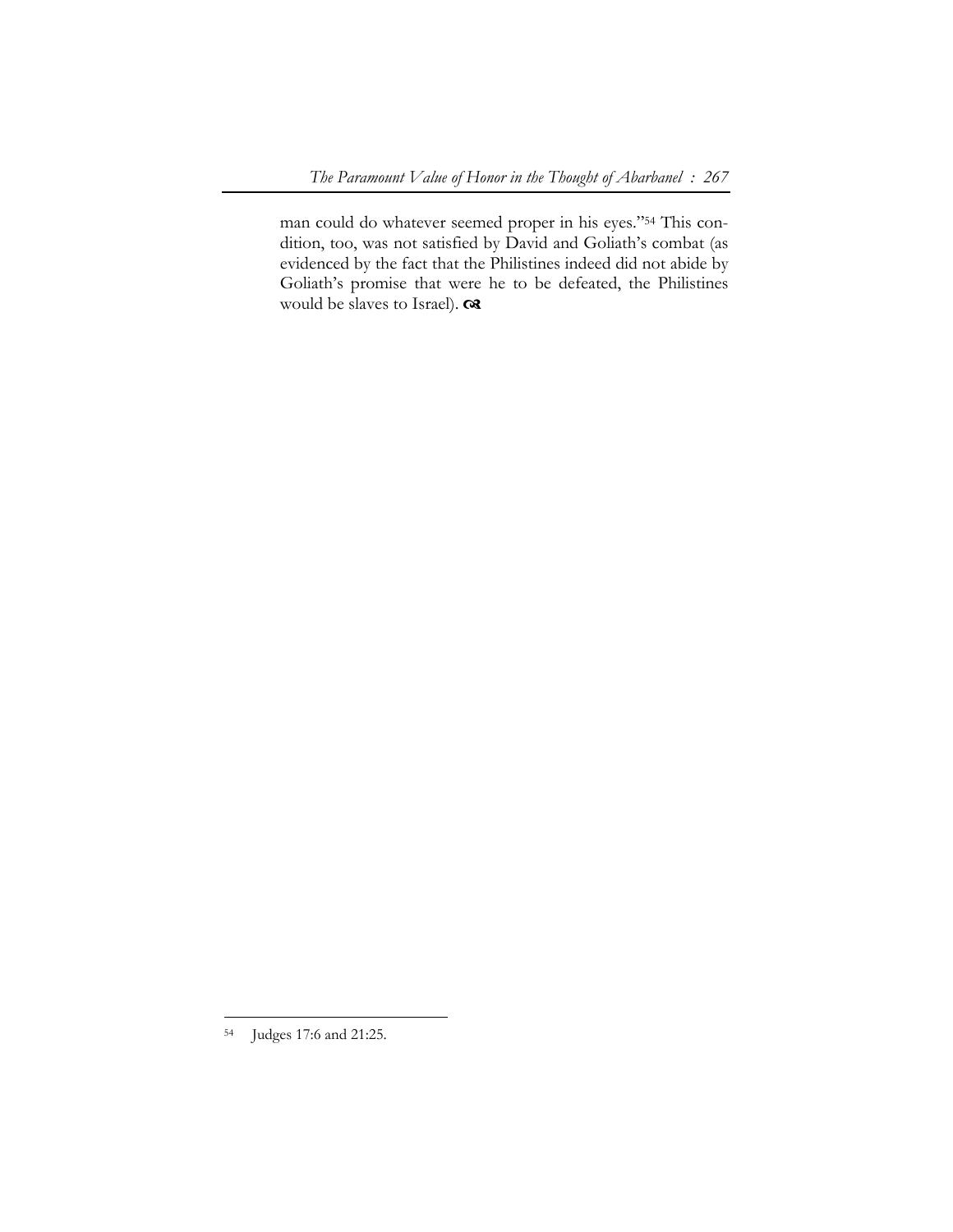man could do whatever seemed proper in his eyes."[54] This condition, too, was not satisfied by David and Goliath's combat (as evidenced by the fact that the Philistines indeed did not abide by Goliath's promise that were he to be defeated, the Philistines would be slaves to Israel). ☙

---

[54] Judges 17:6 and 21:25.